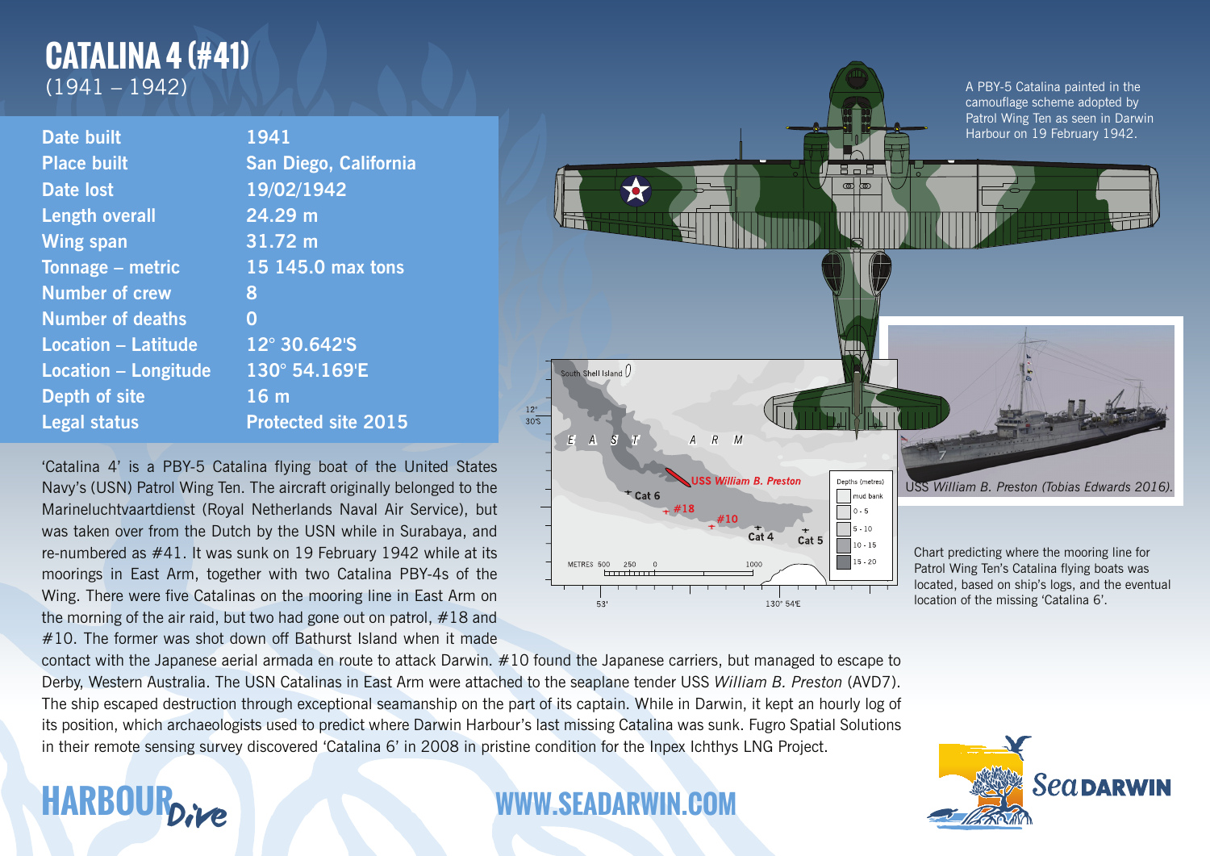# CATALINA 4 (#41)

(1941 – 1942)

| | |
|---|---|
| Date built | 1941 |
| Place built | San Diego, California |
| Date lost | 19/02/1942 |
| Length overall | 24.29 m |
| Wing span | 31.72 m |
| Tonnage – metric | 15 145.0 max tons |
| Number of crew | 8 |
| Number of deaths | 0 |
| Location – Latitude | 12° 30.642'S |
| Location – Longitude | 130° 54.169'E |
| Depth of site | 16 m |
| Legal status | Protected site 2015 |

'Catalina 4' is a PBY-5 Catalina flying boat of the United States Navy's (USN) Patrol Wing Ten. The aircraft originally belonged to the Marineluchtvaartdienst (Royal Netherlands Naval Air Service), but was taken over from the Dutch by the USN while in Surabaya, and re-numbered as #41. It was sunk on 19 February 1942 while at its moorings in East Arm, together with two Catalina PBY-4s of the Wing. There were five Catalinas on the mooring line in East Arm on the morning of the air raid, but two had gone out on patrol, #18 and #10. The former was shot down off Bathurst Island when it made contact with the Japanese aerial armada en route to attack Darwin. #10 found the Japanese carriers, but managed to escape to Derby, Western Australia. The USN Catalinas in East Arm were attached to the seaplane tender USS *William B. Preston* (AVD7). The ship escaped destruction through exceptional seamanship on the part of its captain. While in Darwin, it kept an hourly log of its position, which archaeologists used to predict where Darwin Harbour's last missing Catalina was sunk. Fugro Spatial Solutions in their remote sensing survey discovered 'Catalina 6' in 2008 in pristine condition for the Inpex Ichthys LNG Project.

A PBY-5 Catalina painted in the camouflage scheme adopted by Patrol Wing Ten as seen in Darwin Harbour on 19 February 1942.

USS *William B. Preston* (Tobias Edwards 2016).

Chart predicting where the mooring line for Patrol Wing Ten's Catalina flying boats was located, based on ship's logs, and the eventual location of the missing 'Catalina 6'.

HARBOUR Dive

WWW.SEADARWIN.COM

SeaDARWIN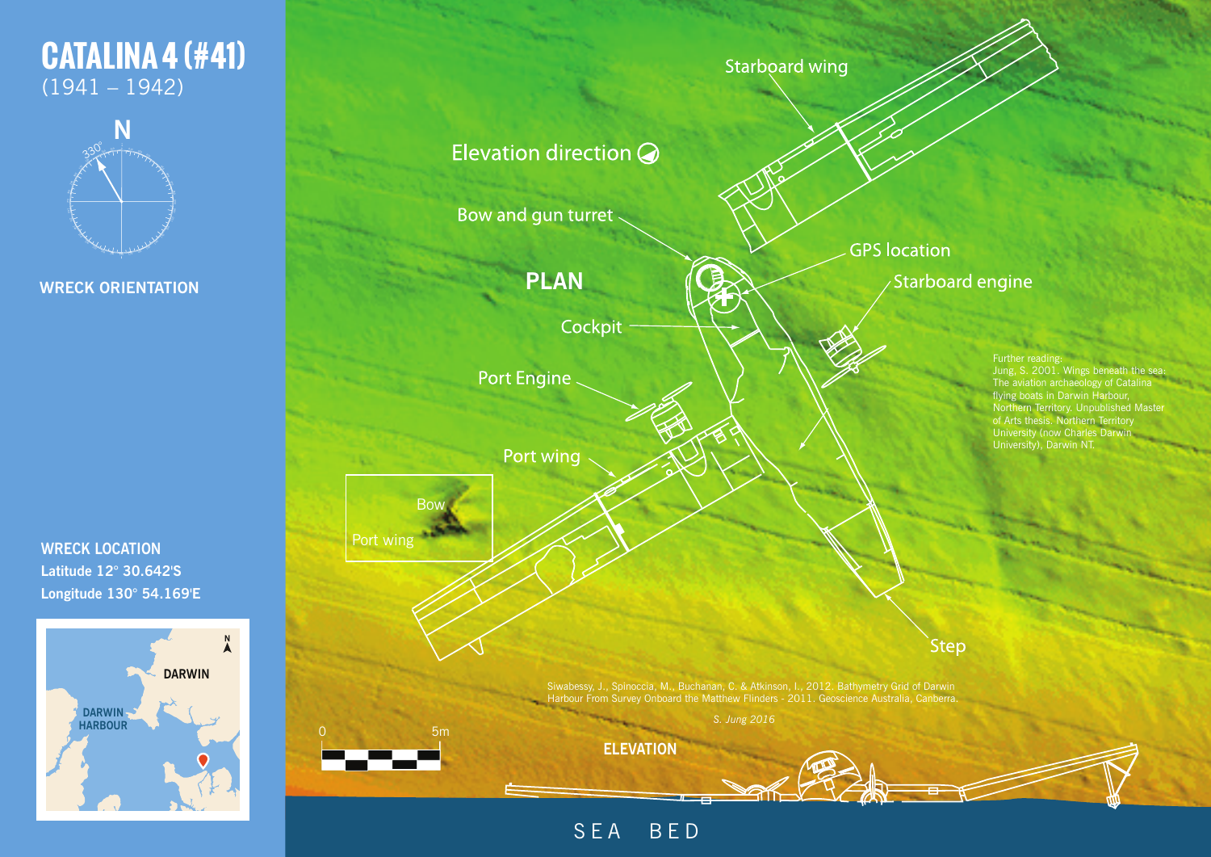# CATALINA 4 (#41)

(1941 – 1942)

N

330°

WRECK ORIENTATION

**WRECK LOCATION**

**Latitude 12° 30.642'S**

**Longitude 130° 54.169'E**

DARWIN

DARWIN HARBOUR

N

PLAN

Starboard wing

Elevation direction

Bow and gun turret

GPS location

Starboard engine

Cockpit

Port Engine

Port wing

Bow

Port wing

Step

0

5m

Further reading:
Jung, S. 2001. Wings beneath the sea: The aviation archaeology of Catalina flying boats in Darwin Harbour, Northern Territory. Unpublished Master of Arts thesis. Northern Territory University (now Charles Darwin University), Darwin NT.

Siwabessy, J., Spinoccia, M., Buchanan, C. & Atkinson, I., 2012. Bathymetry Grid of Darwin Harbour From Survey Onboard the Matthew Flinders - 2011. Geoscience Australia, Canberra.

*S. Jung 2016*

**ELEVATION**

SEA BED